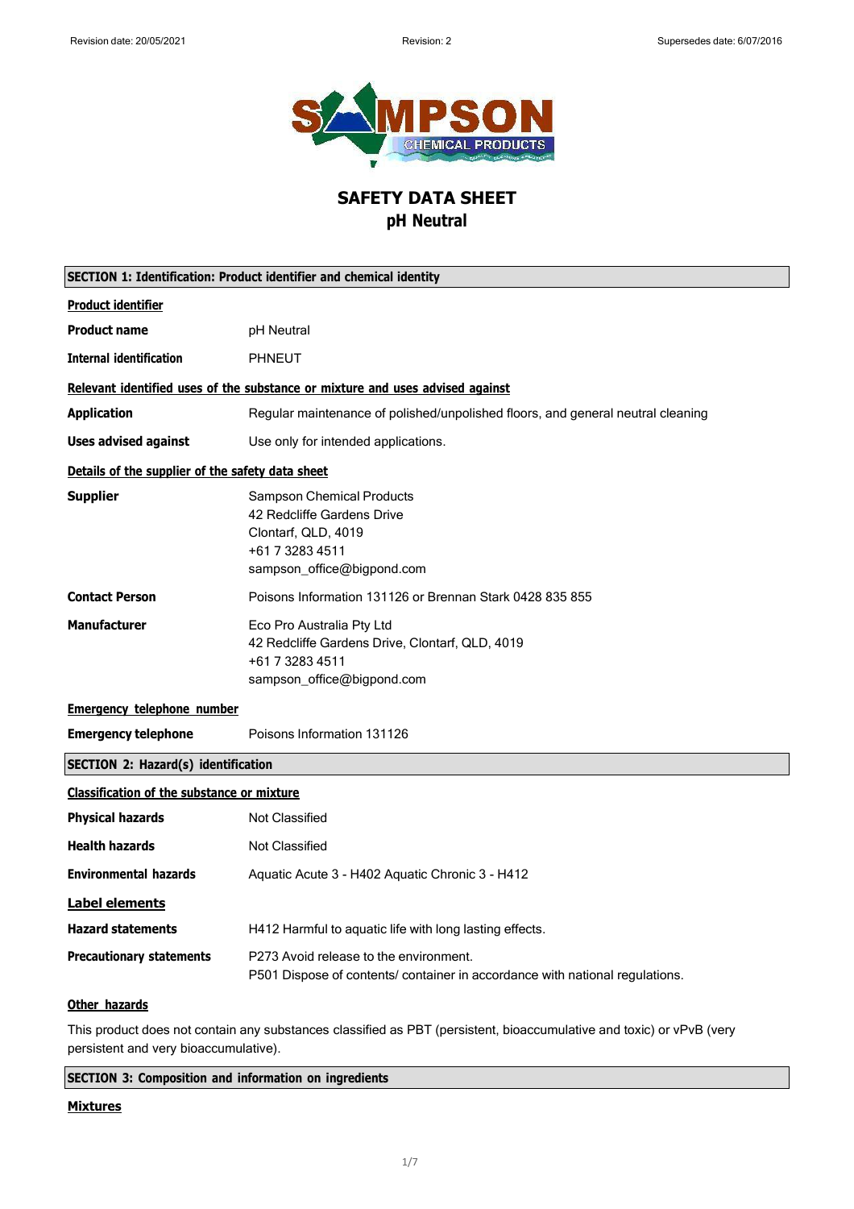# SAFETY DATA SHEET
## pH Neutral

### SECTION 1: Identification: Product identifier and chemical identity

**Product identifier**

| | |
|---|---|
| **Product name** | pH Neutral |
| **Internal identification** | PHNEUT |

**Relevant identified uses of the substance or mixture and uses advised against**

| | |
|---|---|
| **Application** | Regular maintenance of polished/unpolished floors, and general neutral cleaning |
| **Uses advised against** | Use only for intended applications. |

**Details of the supplier of the safety data sheet**

| | |
|---|---|
| **Supplier** | Sampson Chemical Products<br>42 Redcliffe Gardens Drive<br>Clontarf, QLD, 4019<br>+61 7 3283 4511<br>sampson_office@bigpond.com |
| **Contact Person** | Poisons Information 131126 or Brennan Stark 0428 835 855 |
| **Manufacturer** | Eco Pro Australia Pty Ltd<br>42 Redcliffe Gardens Drive, Clontarf, QLD, 4019<br>+61 7 3283 4511<br>sampson_office@bigpond.com |

**Emergency telephone number**

| | |
|---|---|
| **Emergency telephone** | Poisons Information 131126 |

### SECTION 2: Hazard(s) identification

**Classification of the substance or mixture**

| | |
|---|---|
| **Physical hazards** | Not Classified |
| **Health hazards** | Not Classified |
| **Environmental hazards** | Aquatic Acute 3 - H402 Aquatic Chronic 3 - H412 |

**Label elements**

| | |
|---|---|
| **Hazard statements** | H412 Harmful to aquatic life with long lasting effects. |
| **Precautionary statements** | P273 Avoid release to the environment.<br>P501 Dispose of contents/ container in accordance with national regulations. |

**Other hazards**

This product does not contain any substances classified as PBT (persistent, bioaccumulative and toxic) or vPvB (very persistent and very bioaccumulative).

### SECTION 3: Composition and information on ingredients

**Mixtures**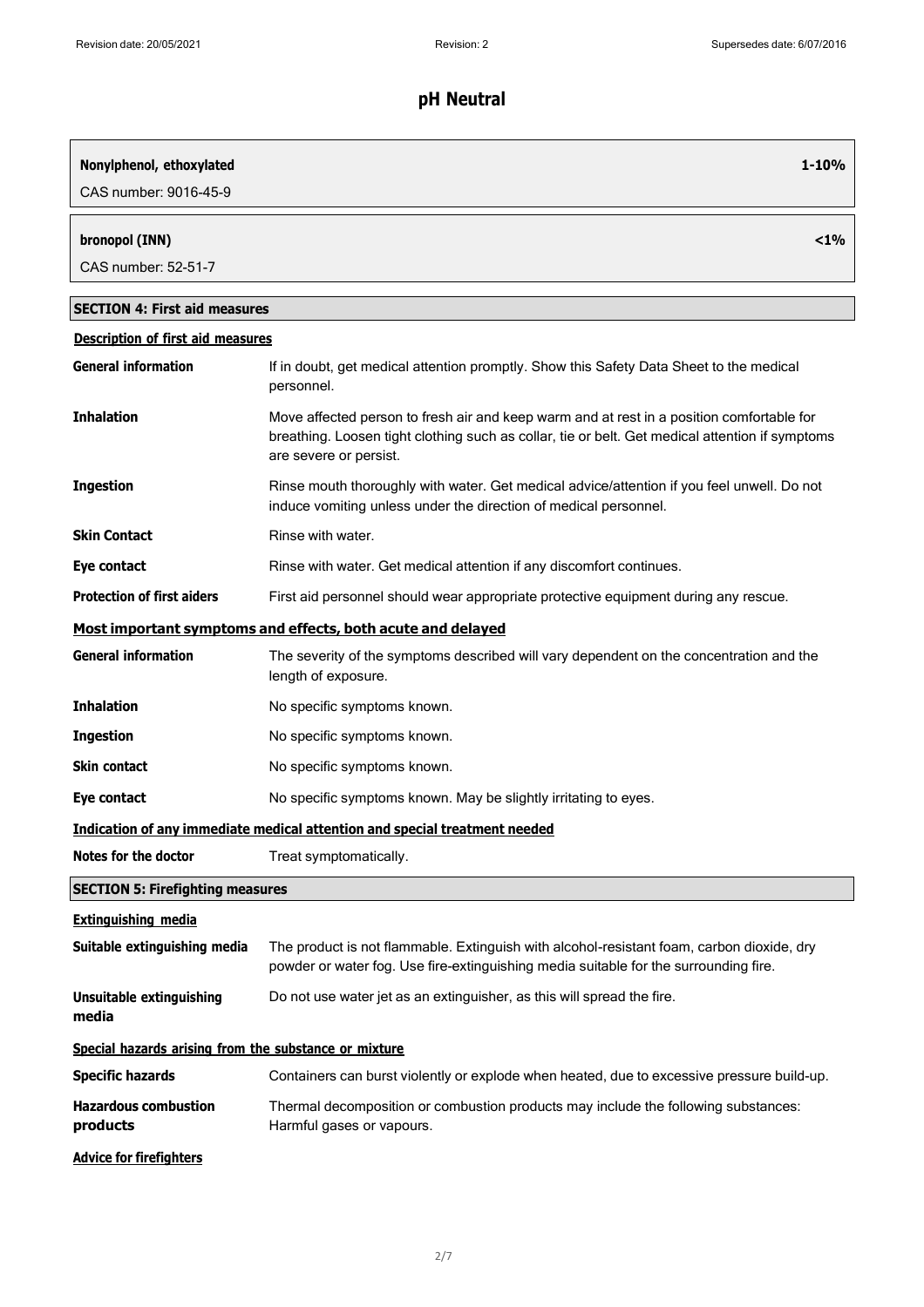# pH Neutral

| Nonylphenol, ethoxylated | 1-10% |
|---|---|
| CAS number: 9016-45-9 | |

| bronopol (INN) | <1% |
|---|---|
| CAS number: 52-51-7 | |

## SECTION 4: First aid measures

### Description of first aid measures

| | |
|---|---|
| **General information** | If in doubt, get medical attention promptly. Show this Safety Data Sheet to the medical personnel. |
| **Inhalation** | Move affected person to fresh air and keep warm and at rest in a position comfortable for breathing. Loosen tight clothing such as collar, tie or belt. Get medical attention if symptoms are severe or persist. |
| **Ingestion** | Rinse mouth thoroughly with water. Get medical advice/attention if you feel unwell. Do not induce vomiting unless under the direction of medical personnel. |
| **Skin Contact** | Rinse with water. |
| **Eye contact** | Rinse with water. Get medical attention if any discomfort continues. |
| **Protection of first aiders** | First aid personnel should wear appropriate protective equipment during any rescue. |

### Most important symptoms and effects, both acute and delayed

| | |
|---|---|
| **General information** | The severity of the symptoms described will vary dependent on the concentration and the length of exposure. |
| **Inhalation** | No specific symptoms known. |
| **Ingestion** | No specific symptoms known. |
| **Skin contact** | No specific symptoms known. |
| **Eye contact** | No specific symptoms known. May be slightly irritating to eyes. |

### Indication of any immediate medical attention and special treatment needed

| | |
|---|---|
| **Notes for the doctor** | Treat symptomatically. |

## SECTION 5: Firefighting measures

### Extinguishing media

| | |
|---|---|
| **Suitable extinguishing media** | The product is not flammable. Extinguish with alcohol-resistant foam, carbon dioxide, dry powder or water fog. Use fire-extinguishing media suitable for the surrounding fire. |
| **Unsuitable extinguishing media** | Do not use water jet as an extinguisher, as this will spread the fire. |

### Special hazards arising from the substance or mixture

| | |
|---|---|
| **Specific hazards** | Containers can burst violently or explode when heated, due to excessive pressure build-up. |
| **Hazardous combustion products** | Thermal decomposition or combustion products may include the following substances: Harmful gases or vapours. |

### Advice for firefighters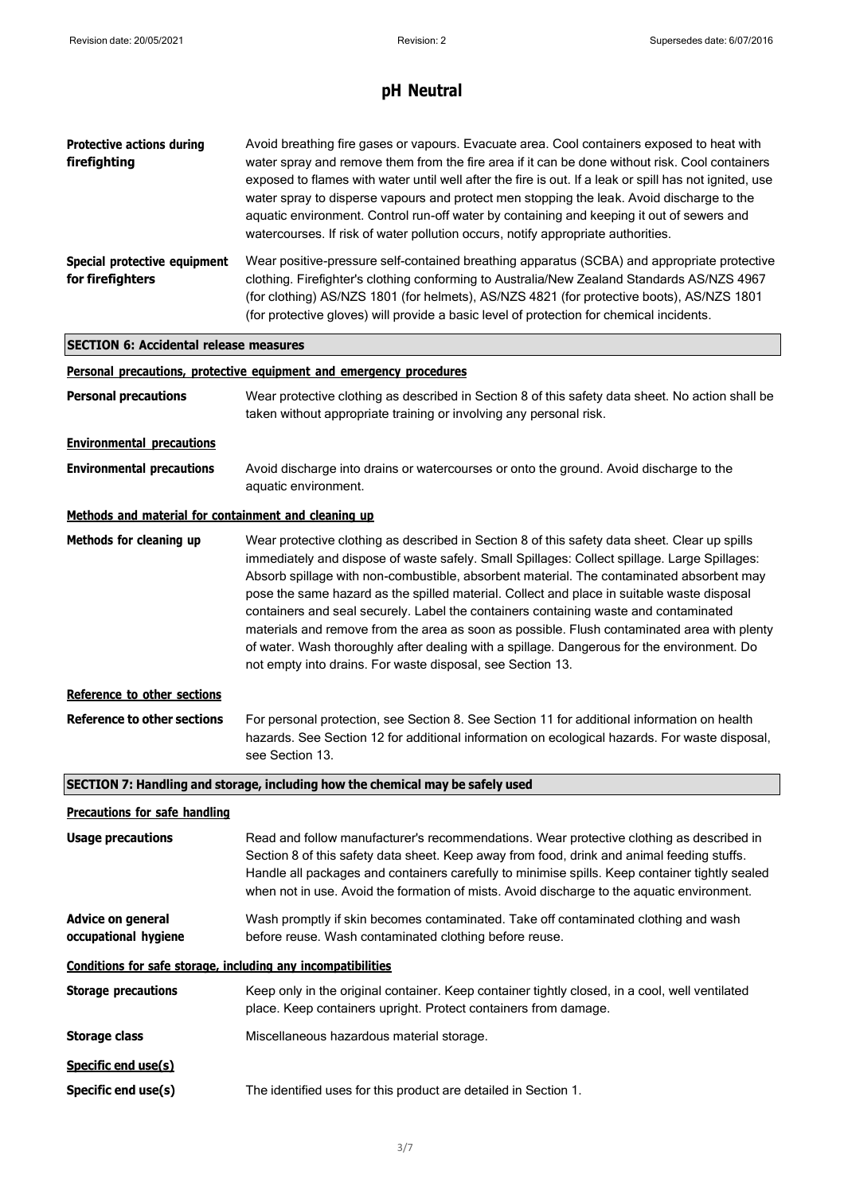# pH Neutral

**Protective actions during firefighting**

Avoid breathing fire gases or vapours. Evacuate area. Cool containers exposed to heat with water spray and remove them from the fire area if it can be done without risk. Cool containers exposed to flames with water until well after the fire is out. If a leak or spill has not ignited, use water spray to disperse vapours and protect men stopping the leak. Avoid discharge to the aquatic environment. Control run-off water by containing and keeping it out of sewers and watercourses. If risk of water pollution occurs, notify appropriate authorities.

**Special protective equipment for firefighters**

Wear positive-pressure self-contained breathing apparatus (SCBA) and appropriate protective clothing. Firefighter's clothing conforming to Australia/New Zealand Standards AS/NZS 4967 (for clothing) AS/NZS 1801 (for helmets), AS/NZS 4821 (for protective boots), AS/NZS 1801 (for protective gloves) will provide a basic level of protection for chemical incidents.

## SECTION 6: Accidental release measures

### Personal precautions, protective equipment and emergency procedures

**Personal precautions**

Wear protective clothing as described in Section 8 of this safety data sheet. No action shall be taken without appropriate training or involving any personal risk.

### Environmental precautions

**Environmental precautions**

Avoid discharge into drains or watercourses or onto the ground. Avoid discharge to the aquatic environment.

### Methods and material for containment and cleaning up

**Methods for cleaning up**

Wear protective clothing as described in Section 8 of this safety data sheet. Clear up spills immediately and dispose of waste safely. Small Spillages: Collect spillage. Large Spillages: Absorb spillage with non-combustible, absorbent material. The contaminated absorbent may pose the same hazard as the spilled material. Collect and place in suitable waste disposal containers and seal securely. Label the containers containing waste and contaminated materials and remove from the area as soon as possible. Flush contaminated area with plenty of water. Wash thoroughly after dealing with a spillage. Dangerous for the environment. Do not empty into drains. For waste disposal, see Section 13.

### Reference to other sections

**Reference to other sections**

For personal protection, see Section 8. See Section 11 for additional information on health hazards. See Section 12 for additional information on ecological hazards. For waste disposal, see Section 13.

## SECTION 7: Handling and storage, including how the chemical may be safely used

### Precautions for safe handling

**Usage precautions**

Read and follow manufacturer's recommendations. Wear protective clothing as described in Section 8 of this safety data sheet. Keep away from food, drink and animal feeding stuffs. Handle all packages and containers carefully to minimise spills. Keep container tightly sealed when not in use. Avoid the formation of mists. Avoid discharge to the aquatic environment.

**Advice on general occupational hygiene**

Wash promptly if skin becomes contaminated. Take off contaminated clothing and wash before reuse. Wash contaminated clothing before reuse.

### Conditions for safe storage, including any incompatibilities

**Storage precautions**

Keep only in the original container. Keep container tightly closed, in a cool, well ventilated place. Keep containers upright. Protect containers from damage.

**Storage class**

Miscellaneous hazardous material storage.

### Specific end use(s)

**Specific end use(s)**

The identified uses for this product are detailed in Section 1.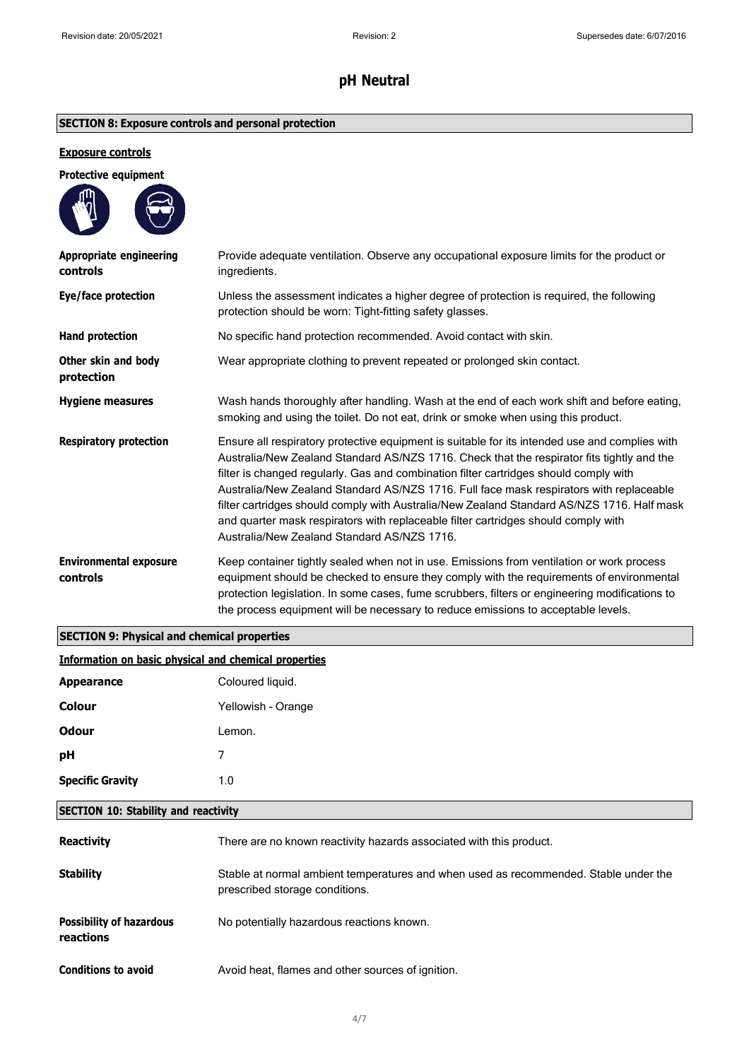## pH Neutral

### SECTION 8: Exposure controls and personal protection

**Exposure controls**

**Protective equipment**

| | |
|---|---|
| **Appropriate engineering controls** | Provide adequate ventilation. Observe any occupational exposure limits for the product or ingredients. |
| **Eye/face protection** | Unless the assessment indicates a higher degree of protection is required, the following protection should be worn: Tight-fitting safety glasses. |
| **Hand protection** | No specific hand protection recommended. Avoid contact with skin. |
| **Other skin and body protection** | Wear appropriate clothing to prevent repeated or prolonged skin contact. |
| **Hygiene measures** | Wash hands thoroughly after handling. Wash at the end of each work shift and before eating, smoking and using the toilet. Do not eat, drink or smoke when using this product. |
| **Respiratory protection** | Ensure all respiratory protective equipment is suitable for its intended use and complies with Australia/New Zealand Standard AS/NZS 1716. Check that the respirator fits tightly and the filter is changed regularly. Gas and combination filter cartridges should comply with Australia/New Zealand Standard AS/NZS 1716. Full face mask respirators with replaceable filter cartridges should comply with Australia/New Zealand Standard AS/NZS 1716. Half mask and quarter mask respirators with replaceable filter cartridges should comply with Australia/New Zealand Standard AS/NZS 1716. |
| **Environmental exposure controls** | Keep container tightly sealed when not in use. Emissions from ventilation or work process equipment should be checked to ensure they comply with the requirements of environmental protection legislation. In some cases, fume scrubbers, filters or engineering modifications to the process equipment will be necessary to reduce emissions to acceptable levels. |

### SECTION 9: Physical and chemical properties

**Information on basic physical and chemical properties**

| | |
|---|---|
| **Appearance** | Coloured liquid. |
| **Colour** | Yellowish - Orange |
| **Odour** | Lemon. |
| **pH** | 7 |
| **Specific Gravity** | 1.0 |

### SECTION 10: Stability and reactivity

| | |
|---|---|
| **Reactivity** | There are no known reactivity hazards associated with this product. |
| **Stability** | Stable at normal ambient temperatures and when used as recommended. Stable under the prescribed storage conditions. |
| **Possibility of hazardous reactions** | No potentially hazardous reactions known. |
| **Conditions to avoid** | Avoid heat, flames and other sources of ignition. |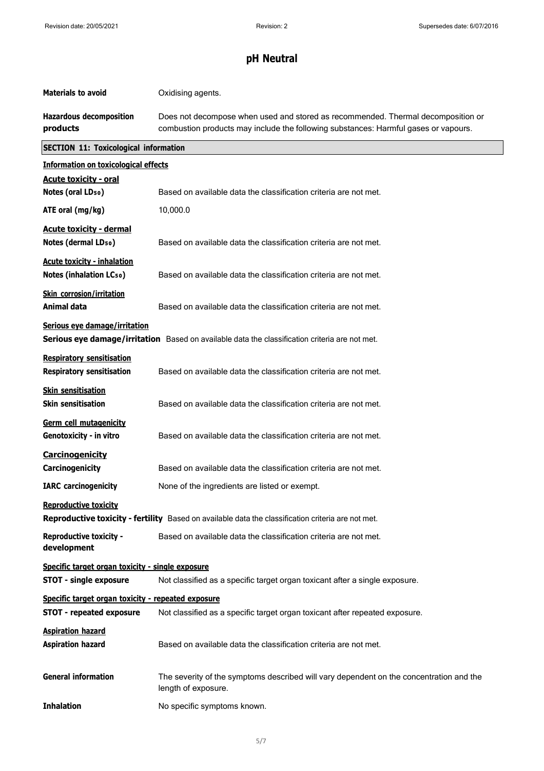# pH Neutral

**Materials to avoid** Oxidising agents.

**Hazardous decomposition products** Does not decompose when used and stored as recommended. Thermal decomposition or combustion products may include the following substances: Harmful gases or vapours.

## SECTION 11: Toxicological information

**Information on toxicological effects**

**Acute toxicity - oral**

**Notes (oral $LD_{50}$)** Based on available data the classification criteria are not met.

**ATE oral (mg/kg)** 10,000.0

**Acute toxicity - dermal**

**Notes (dermal $LD_{50}$)** Based on available data the classification criteria are not met.

**Acute toxicity - inhalation**

**Notes (inhalation $LC_{50}$)** Based on available data the classification criteria are not met.

**Skin corrosion/irritation**

**Animal data** Based on available data the classification criteria are not met.

**Serious eye damage/irritation**

**Serious eye damage/irritation** Based on available data the classification criteria are not met.

**Respiratory sensitisation**

**Respiratory sensitisation** Based on available data the classification criteria are not met.

**Skin sensitisation**

**Skin sensitisation** Based on available data the classification criteria are not met.

**Germ cell mutagenicity**

**Genotoxicity - in vitro** Based on available data the classification criteria are not met.

**Carcinogenicity**

**Carcinogenicity** Based on available data the classification criteria are not met.

**IARC carcinogenicity** None of the ingredients are listed or exempt.

**Reproductive toxicity**

**Reproductive toxicity - fertility** Based on available data the classification criteria are not met.

**Reproductive toxicity - development** Based on available data the classification criteria are not met.

**Specific target organ toxicity - single exposure**

**STOT - single exposure** Not classified as a specific target organ toxicant after a single exposure.

**Specific target organ toxicity - repeated exposure**

**STOT - repeated exposure** Not classified as a specific target organ toxicant after repeated exposure.

**Aspiration hazard**

**Aspiration hazard** Based on available data the classification criteria are not met.

**General information** The severity of the symptoms described will vary dependent on the concentration and the length of exposure.

**Inhalation** No specific symptoms known.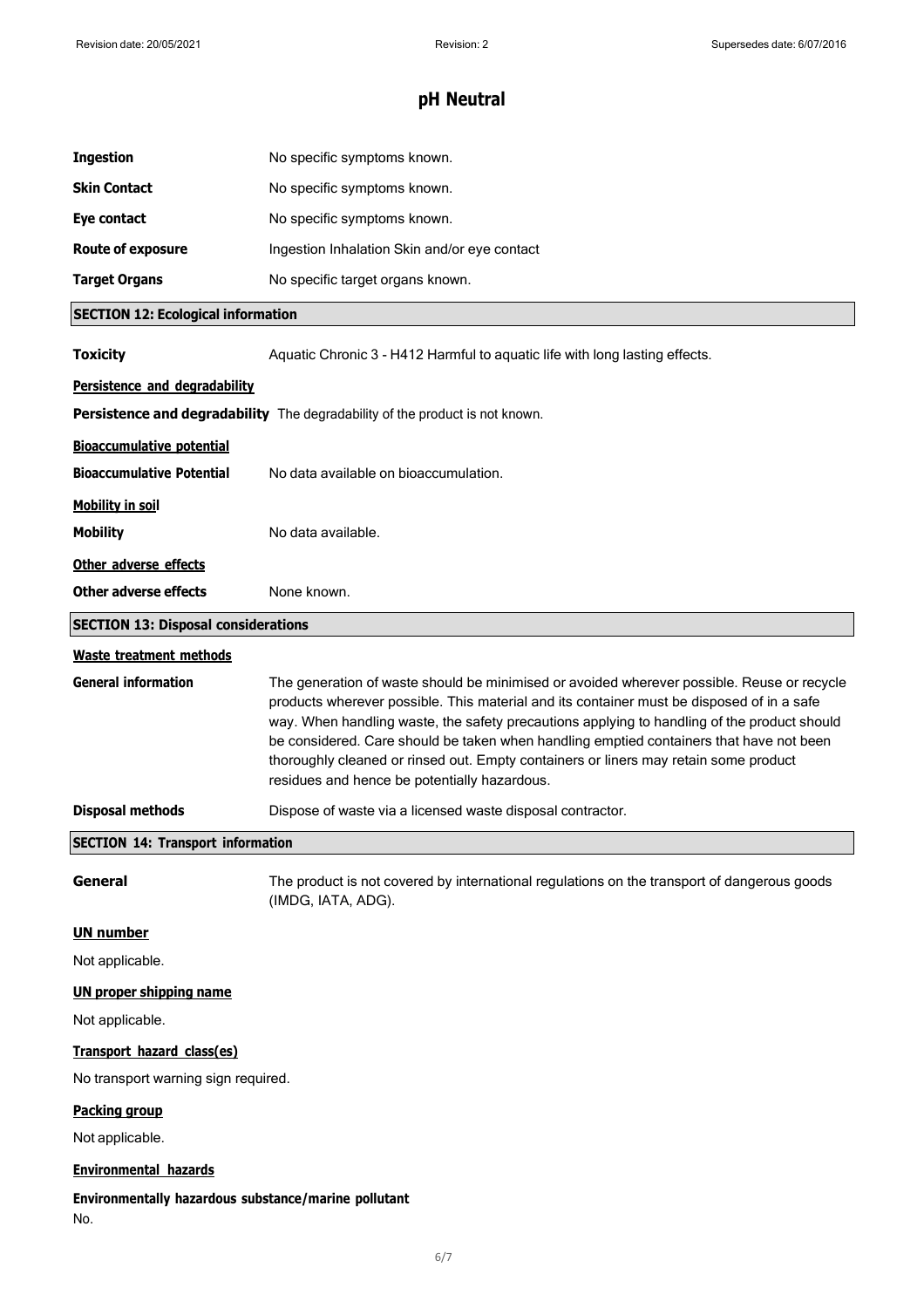**Ingestion** No specific symptoms known.

**Skin Contact** No specific symptoms known.

**Eye contact** No specific symptoms known.

**Route of exposure** Ingestion Inhalation Skin and/or eye contact

**Target Organs** No specific target organs known.

## SECTION 12: Ecological information

**Toxicity** Aquatic Chronic 3 - H412 Harmful to aquatic life with long lasting effects.

**Persistence and degradability**

**Persistence and degradability** The degradability of the product is not known.

**Bioaccumulative potential**

**Bioaccumulative Potential** No data available on bioaccumulation.

**Mobility in soil**

**Mobility** No data available.

**Other adverse effects**

**Other adverse effects** None known.

## SECTION 13: Disposal considerations

**Waste treatment methods**

**General information** The generation of waste should be minimised or avoided wherever possible. Reuse or recycle products wherever possible. This material and its container must be disposed of in a safe way. When handling waste, the safety precautions applying to handling of the product should be considered. Care should be taken when handling emptied containers that have not been thoroughly cleaned or rinsed out. Empty containers or liners may retain some product residues and hence be potentially hazardous.

**Disposal methods** Dispose of waste via a licensed waste disposal contractor.

## SECTION 14: Transport information

**General** The product is not covered by international regulations on the transport of dangerous goods (IMDG, IATA, ADG).

**UN number**

Not applicable.

**UN proper shipping name**

Not applicable.

**Transport hazard class(es)**

No transport warning sign required.

**Packing group**

Not applicable.

**Environmental hazards**

**Environmentally hazardous substance/marine pollutant**

No.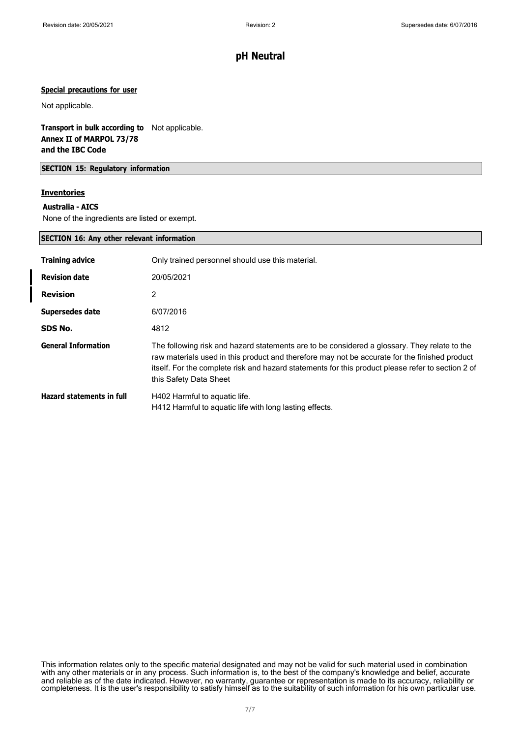**Special precautions for user**

Not applicable.

**Transport in bulk according to Annex II of MARPOL 73/78 and the IBC Code** Not applicable.

## SECTION 15: Regulatory information

**Inventories**

**Australia - AICS**

None of the ingredients are listed or exempt.

## SECTION 16: Any other relevant information

| | |
|---|---|
| **Training advice** | Only trained personnel should use this material. |
| **Revision date** | 20/05/2021 |
| **Revision** | 2 |
| **Supersedes date** | 6/07/2016 |
| **SDS No.** | 4812 |
| **General Information** | The following risk and hazard statements are to be considered a glossary. They relate to the raw materials used in this product and therefore may not be accurate for the finished product itself. For the complete risk and hazard statements for this product please refer to section 2 of this Safety Data Sheet |
| **Hazard statements in full** | H402 Harmful to aquatic life.<br>H412 Harmful to aquatic life with long lasting effects. |

This information relates only to the specific material designated and may not be valid for such material used in combination with any other materials or in any process. Such information is, to the best of the company's knowledge and belief, accurate and reliable as of the date indicated. However, no warranty, guarantee or representation is made to its accuracy, reliability or completeness. It is the user's responsibility to satisfy himself as to the suitability of such information for his own particular use.